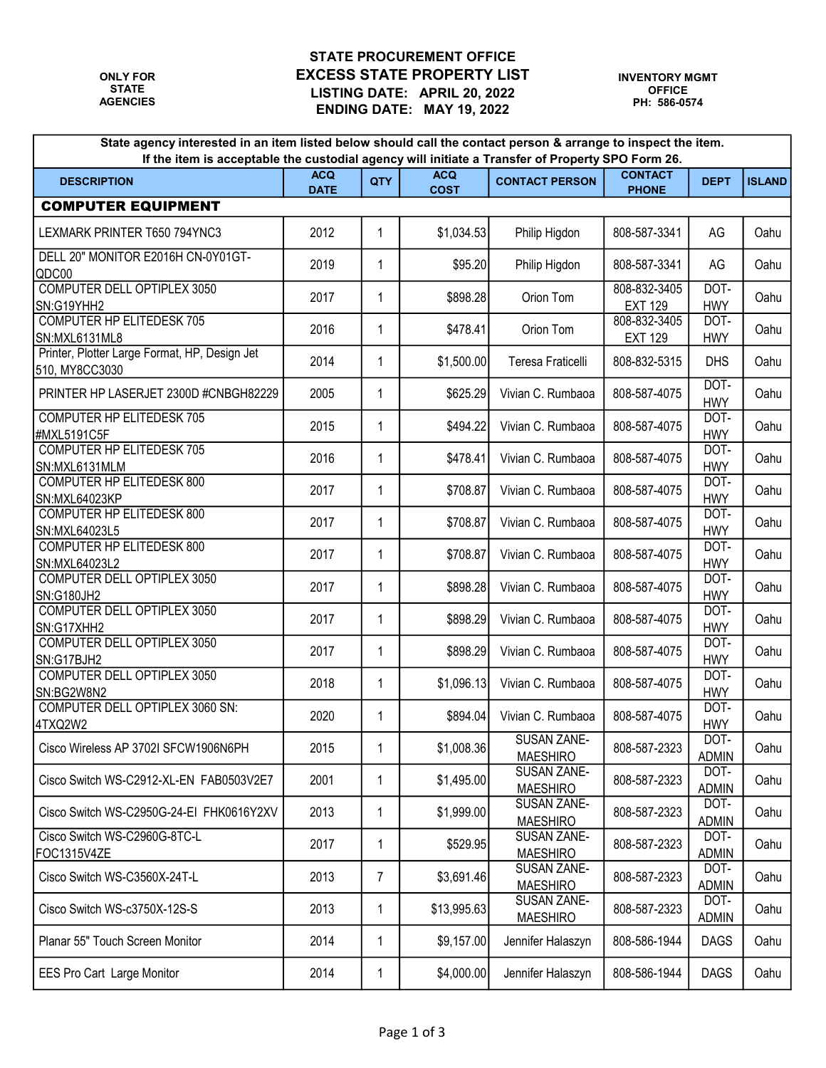ONLY FOR STATE AGENCIES

# STATE PROCUREMENT OFFICE
## EXCESS STATE PROPERTY LIST
### LISTING DATE: APRIL 20, 2022
### ENDING DATE: MAY 19, 2022

INVENTORY MGMT OFFICE
PH: 586-0574

**State agency interested in an item listed below should call the contact person & arrange to inspect the item.**
**If the item is acceptable the custodial agency will initiate a Transfer of Property SPO Form 26.**

| DESCRIPTION | ACQ DATE | QTY | ACQ COST | CONTACT PERSON | CONTACT PHONE | DEPT | ISLAND |
|---|---|---|---|---|---|---|---|
| **COMPUTER EQUIPMENT** | | | | | | | |
| LEXMARK PRINTER T650 794YNC3 | 2012 | 1 | $1,034.53 | Philip Higdon | 808-587-3341 | AG | Oahu |
| DELL 20" MONITOR E2016H CN-0Y01GT-QDC00 | 2019 | 1 | $95.20 | Philip Higdon | 808-587-3341 | AG | Oahu |
| COMPUTER DELL OPTIPLEX 3050 SN:G19YHH2 | 2017 | 1 | $898.28 | Orion Tom | 808-832-3405 EXT 129 | DOT-HWY | Oahu |
| COMPUTER HP ELITEDESK 705 SN:MXL6131ML8 | 2016 | 1 | $478.41 | Orion Tom | 808-832-3405 EXT 129 | DOT-HWY | Oahu |
| Printer, Plotter Large Format, HP, Design Jet 510, MY8CC3030 | 2014 | 1 | $1,500.00 | Teresa Fraticelli | 808-832-5315 | DHS | Oahu |
| PRINTER HP LASERJET 2300D #CNBGH82229 | 2005 | 1 | $625.29 | Vivian C. Rumbaoa | 808-587-4075 | DOT-HWY | Oahu |
| COMPUTER HP ELITEDESK 705 #MXL5191C5F | 2015 | 1 | $494.22 | Vivian C. Rumbaoa | 808-587-4075 | DOT-HWY | Oahu |
| COMPUTER HP ELITEDESK 705 SN:MXL6131MLM | 2016 | 1 | $478.41 | Vivian C. Rumbaoa | 808-587-4075 | DOT-HWY | Oahu |
| COMPUTER HP ELITEDESK 800 SN:MXL64023KP | 2017 | 1 | $708.87 | Vivian C. Rumbaoa | 808-587-4075 | DOT-HWY | Oahu |
| COMPUTER HP ELITEDESK 800 SN:MXL64023L5 | 2017 | 1 | $708.87 | Vivian C. Rumbaoa | 808-587-4075 | DOT-HWY | Oahu |
| COMPUTER HP ELITEDESK 800 SN:MXL64023L2 | 2017 | 1 | $708.87 | Vivian C. Rumbaoa | 808-587-4075 | DOT-HWY | Oahu |
| COMPUTER DELL OPTIPLEX 3050 SN:G180JH2 | 2017 | 1 | $898.28 | Vivian C. Rumbaoa | 808-587-4075 | DOT-HWY | Oahu |
| COMPUTER DELL OPTIPLEX 3050 SN:G17XHH2 | 2017 | 1 | $898.29 | Vivian C. Rumbaoa | 808-587-4075 | DOT-HWY | Oahu |
| COMPUTER DELL OPTIPLEX 3050 SN:G17BJH2 | 2017 | 1 | $898.29 | Vivian C. Rumbaoa | 808-587-4075 | DOT-HWY | Oahu |
| COMPUTER DELL OPTIPLEX 3050 SN:BG2W8N2 | 2018 | 1 | $1,096.13 | Vivian C. Rumbaoa | 808-587-4075 | DOT-HWY | Oahu |
| COMPUTER DELL OPTIPLEX 3060 SN: 4TXQ2W2 | 2020 | 1 | $894.04 | Vivian C. Rumbaoa | 808-587-4075 | DOT-HWY | Oahu |
| Cisco Wireless AP 3702I SFCW1906N6PH | 2015 | 1 | $1,008.36 | SUSAN ZANE-MAESHIRO | 808-587-2323 | DOT-ADMIN | Oahu |
| Cisco Switch WS-C2912-XL-EN FAB0503V2E7 | 2001 | 1 | $1,495.00 | SUSAN ZANE-MAESHIRO | 808-587-2323 | DOT-ADMIN | Oahu |
| Cisco Switch WS-C2950G-24-EI FHK0616Y2XV | 2013 | 1 | $1,999.00 | SUSAN ZANE-MAESHIRO | 808-587-2323 | DOT-ADMIN | Oahu |
| Cisco Switch WS-C2960G-8TC-L FOC1315V4ZE | 2017 | 1 | $529.95 | SUSAN ZANE-MAESHIRO | 808-587-2323 | DOT-ADMIN | Oahu |
| Cisco Switch WS-C3560X-24T-L | 2013 | 7 | $3,691.46 | SUSAN ZANE-MAESHIRO | 808-587-2323 | DOT-ADMIN | Oahu |
| Cisco Switch WS-c3750X-12S-S | 2013 | 1 | $13,995.63 | SUSAN ZANE-MAESHIRO | 808-587-2323 | DOT-ADMIN | Oahu |
| Planar 55" Touch Screen Monitor | 2014 | 1 | $9,157.00 | Jennifer Halaszyn | 808-586-1944 | DAGS | Oahu |
| EES Pro Cart Large Monitor | 2014 | 1 | $4,000.00 | Jennifer Halaszyn | 808-586-1944 | DAGS | Oahu |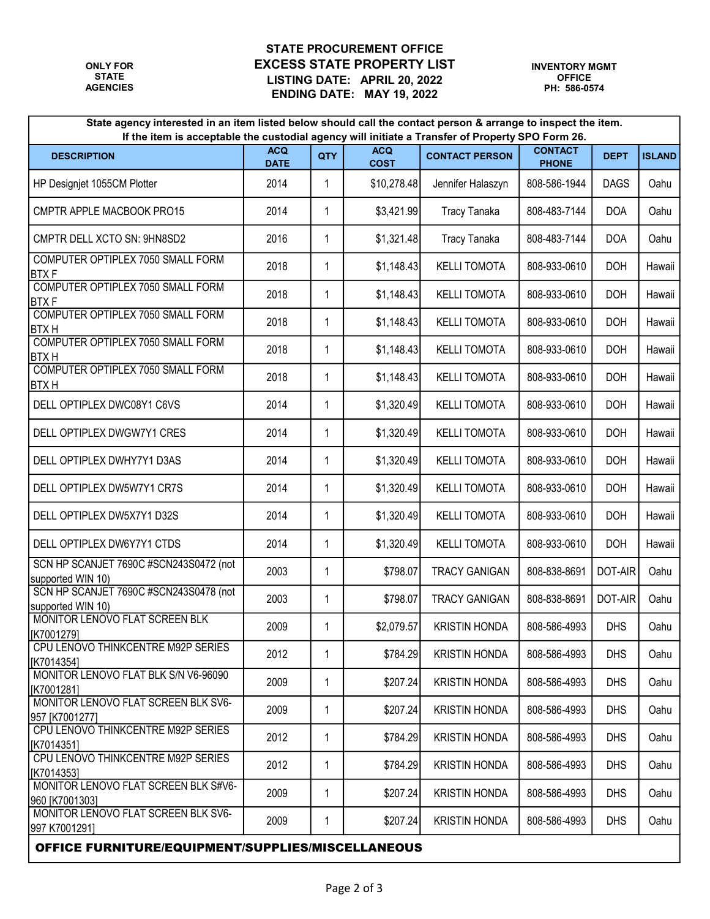ONLY FOR STATE AGENCIES

# STATE PROCUREMENT OFFICE
## EXCESS STATE PROPERTY LIST
### LISTING DATE: APRIL 20, 2022
### ENDING DATE: MAY 19, 2022

INVENTORY MGMT OFFICE
PH: 586-0574

**State agency interested in an item listed below should call the contact person & arrange to inspect the item. If the item is acceptable the custodial agency will initiate a Transfer of Property SPO Form 26.**

| DESCRIPTION | ACQ DATE | QTY | ACQ COST | CONTACT PERSON | CONTACT PHONE | DEPT | ISLAND |
|---|---|---|---|---|---|---|---|
| HP Designjet 1055CM Plotter | 2014 | 1 | $10,278.48 | Jennifer Halaszyn | 808-586-1944 | DAGS | Oahu |
| CMPTR APPLE MACBOOK PRO15 | 2014 | 1 | $3,421.99 | Tracy Tanaka | 808-483-7144 | DOA | Oahu |
| CMPTR DELL XCTO SN: 9HN8SD2 | 2016 | 1 | $1,321.48 | Tracy Tanaka | 808-483-7144 | DOA | Oahu |
| COMPUTER OPTIPLEX 7050 SMALL FORM BTX F | 2018 | 1 | $1,148.43 | KELLI TOMOTA | 808-933-0610 | DOH | Hawaii |
| COMPUTER OPTIPLEX 7050 SMALL FORM BTX F | 2018 | 1 | $1,148.43 | KELLI TOMOTA | 808-933-0610 | DOH | Hawaii |
| COMPUTER OPTIPLEX 7050 SMALL FORM BTX H | 2018 | 1 | $1,148.43 | KELLI TOMOTA | 808-933-0610 | DOH | Hawaii |
| COMPUTER OPTIPLEX 7050 SMALL FORM BTX H | 2018 | 1 | $1,148.43 | KELLI TOMOTA | 808-933-0610 | DOH | Hawaii |
| COMPUTER OPTIPLEX 7050 SMALL FORM BTX H | 2018 | 1 | $1,148.43 | KELLI TOMOTA | 808-933-0610 | DOH | Hawaii |
| DELL OPTIPLEX DWC08Y1 C6VS | 2014 | 1 | $1,320.49 | KELLI TOMOTA | 808-933-0610 | DOH | Hawaii |
| DELL OPTIPLEX DWGW7Y1 CRES | 2014 | 1 | $1,320.49 | KELLI TOMOTA | 808-933-0610 | DOH | Hawaii |
| DELL OPTIPLEX DWHY7Y1 D3AS | 2014 | 1 | $1,320.49 | KELLI TOMOTA | 808-933-0610 | DOH | Hawaii |
| DELL OPTIPLEX DW5W7Y1 CR7S | 2014 | 1 | $1,320.49 | KELLI TOMOTA | 808-933-0610 | DOH | Hawaii |
| DELL OPTIPLEX DW5X7Y1 D32S | 2014 | 1 | $1,320.49 | KELLI TOMOTA | 808-933-0610 | DOH | Hawaii |
| DELL OPTIPLEX DW6Y7Y1 CTDS | 2014 | 1 | $1,320.49 | KELLI TOMOTA | 808-933-0610 | DOH | Hawaii |
| SCN HP SCANJET 7690C #SCN243S0472 (not supported WIN 10) | 2003 | 1 | $798.07 | TRACY GANIGAN | 808-838-8691 | DOT-AIR | Oahu |
| SCN HP SCANJET 7690C #SCN243S0478 (not supported WIN 10) | 2003 | 1 | $798.07 | TRACY GANIGAN | 808-838-8691 | DOT-AIR | Oahu |
| MONITOR LENOVO FLAT SCREEN BLK [K7001279] | 2009 | 1 | $2,079.57 | KRISTIN HONDA | 808-586-4993 | DHS | Oahu |
| CPU LENOVO THINKCENTRE M92P SERIES [K7014354] | 2012 | 1 | $784.29 | KRISTIN HONDA | 808-586-4993 | DHS | Oahu |
| MONITOR LENOVO FLAT BLK S/N V6-96090 [K7001281] | 2009 | 1 | $207.24 | KRISTIN HONDA | 808-586-4993 | DHS | Oahu |
| MONITOR LENOVO FLAT SCREEN BLK SV6-957 [K7001277] | 2009 | 1 | $207.24 | KRISTIN HONDA | 808-586-4993 | DHS | Oahu |
| CPU LENOVO THINKCENTRE M92P SERIES [K7014351] | 2012 | 1 | $784.29 | KRISTIN HONDA | 808-586-4993 | DHS | Oahu |
| CPU LENOVO THINKCENTRE M92P SERIES [K7014353] | 2012 | 1 | $784.29 | KRISTIN HONDA | 808-586-4993 | DHS | Oahu |
| MONITOR LENOVO FLAT SCREEN BLK S#V6-960 [K7001303] | 2009 | 1 | $207.24 | KRISTIN HONDA | 808-586-4993 | DHS | Oahu |
| MONITOR LENOVO FLAT SCREEN BLK SV6-997 K7001291] | 2009 | 1 | $207.24 | KRISTIN HONDA | 808-586-4993 | DHS | Oahu |
| **OFFICE FURNITURE/EQUIPMENT/SUPPLIES/MISCELLANEOUS** | | | | | | | |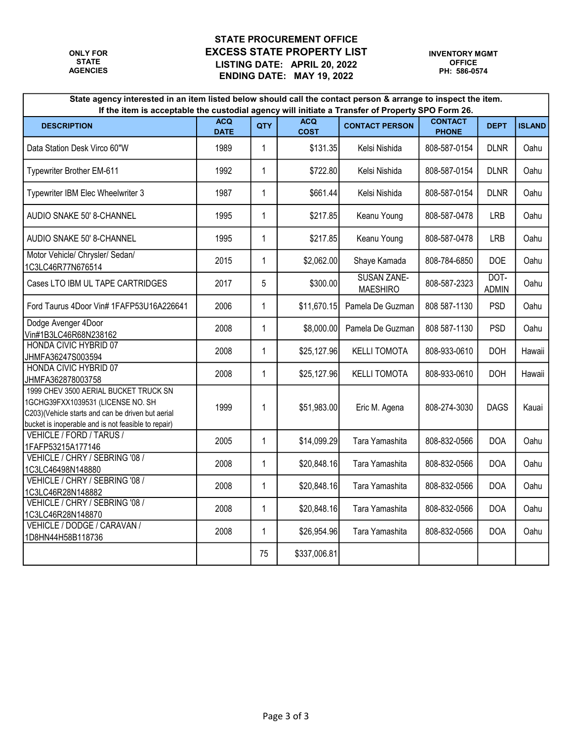ONLY FOR STATE AGENCIES

# STATE PROCUREMENT OFFICE
## EXCESS STATE PROPERTY LIST
### LISTING DATE: APRIL 20, 2022
### ENDING DATE: MAY 19, 2022

INVENTORY MGMT OFFICE
PH: 586-0574

**State agency interested in an item listed below should call the contact person & arrange to inspect the item. If the item is acceptable the custodial agency will initiate a Transfer of Property SPO Form 26.**

| DESCRIPTION | ACQ DATE | QTY | ACQ COST | CONTACT PERSON | CONTACT PHONE | DEPT | ISLAND |
|---|---|---|---|---|---|---|---|
| Data Station Desk Virco 60"W | 1989 | 1 | $131.35 | Kelsi Nishida | 808-587-0154 | DLNR | Oahu |
| Typewriter Brother EM-611 | 1992 | 1 | $722.80 | Kelsi Nishida | 808-587-0154 | DLNR | Oahu |
| Typewriter IBM Elec Wheelwriter 3 | 1987 | 1 | $661.44 | Kelsi Nishida | 808-587-0154 | DLNR | Oahu |
| AUDIO SNAKE 50' 8-CHANNEL | 1995 | 1 | $217.85 | Keanu Young | 808-587-0478 | LRB | Oahu |
| AUDIO SNAKE 50' 8-CHANNEL | 1995 | 1 | $217.85 | Keanu Young | 808-587-0478 | LRB | Oahu |
| Motor Vehicle/ Chrysler/ Sedan/ 1C3LC46R77N676514 | 2015 | 1 | $2,062.00 | Shaye Kamada | 808-784-6850 | DOE | Oahu |
| Cases LTO IBM UL TAPE CARTRIDGES | 2017 | 5 | $300.00 | SUSAN ZANE-MAESHIRO | 808-587-2323 | DOT-ADMIN | Oahu |
| Ford Taurus 4Door Vin# 1FAFP53U16A226641 | 2006 | 1 | $11,670.15 | Pamela De Guzman | 808 587-1130 | PSD | Oahu |
| Dodge Avenger 4Door Vin#1B3LC46R68N238162 | 2008 | 1 | $8,000.00 | Pamela De Guzman | 808 587-1130 | PSD | Oahu |
| HONDA CIVIC HYBRID 07 JHMFA36247S003594 | 2008 | 1 | $25,127.96 | KELLI TOMOTA | 808-933-0610 | DOH | Hawaii |
| HONDA CIVIC HYBRID 07 JHMFA362878003758 | 2008 | 1 | $25,127.96 | KELLI TOMOTA | 808-933-0610 | DOH | Hawaii |
| 1999 CHEV 3500 AERIAL BUCKET TRUCK SN 1GCHG39FXX1039531 (LICENSE NO. SH C203)(Vehicle starts and can be driven but aerial bucket is inoperable and is not feasible to repair) | 1999 | 1 | $51,983.00 | Eric M. Agena | 808-274-3030 | DAGS | Kauai |
| VEHICLE / FORD / TARUS / 1FAFP53215A177146 | 2005 | 1 | $14,099.29 | Tara Yamashita | 808-832-0566 | DOA | Oahu |
| VEHICLE / CHRY / SEBRING '08 / 1C3LC46498N148880 | 2008 | 1 | $20,848.16 | Tara Yamashita | 808-832-0566 | DOA | Oahu |
| VEHICLE / CHRY / SEBRING '08 / 1C3LC46R28N148882 | 2008 | 1 | $20,848.16 | Tara Yamashita | 808-832-0566 | DOA | Oahu |
| VEHICLE / CHRY / SEBRING '08 / 1C3LC46R28N148870 | 2008 | 1 | $20,848.16 | Tara Yamashita | 808-832-0566 | DOA | Oahu |
| VEHICLE / DODGE / CARAVAN / 1D8HN44H58B118736 | 2008 | 1 | $26,954.96 | Tara Yamashita | 808-832-0566 | DOA | Oahu |
| | | 75 | $337,006.81 | | | | |